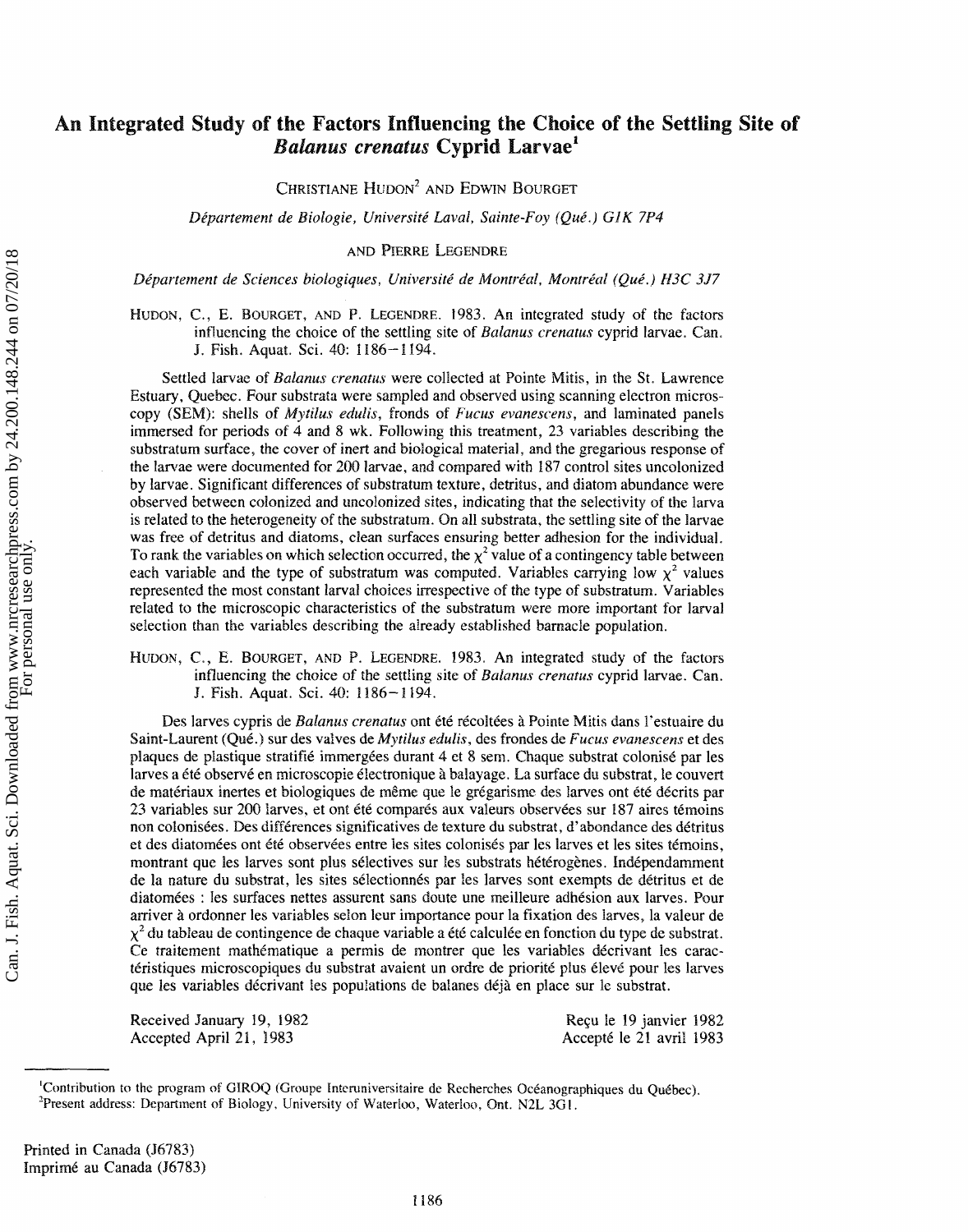# An Integrated Study of the Factors Influencing the Choice of the Settling Site of *Balanus crenatus* Cyprid Larvae[1]

CHRISTIANE HUDON[2] AND EDWIN BOURGET

*Département de Biologie, Université Laval, Sainte-Foy (Qué.) G1K 7P4*

AND PIERRE LEGENDRE

*Département de Sciences biologiques, Université de Montréal, Montréal (Qué.) H3C 3J7*

HUDON, C., E. BOURGET, AND P. LEGENDRE. 1983. An integrated study of the factors influencing the choice of the settling site of *Balanus crenatus* cyprid larvae. Can. J. Fish. Aquat. Sci. 40: 1186–1194.

Settled larvae of *Balanus crenatus* were collected at Pointe Mitis, in the St. Lawrence Estuary, Quebec. Four substrata were sampled and observed using scanning electron microscopy (SEM): shells of *Mytilus edulis*, fronds of *Fucus evanescens*, and laminated panels immersed for periods of 4 and 8 wk. Following this treatment, 23 variables describing the substratum surface, the cover of inert and biological material, and the gregarious response of the larvae were documented for 200 larvae, and compared with 187 control sites uncolonized by larvae. Significant differences of substratum texture, detritus, and diatom abundance were observed between colonized and uncolonized sites, indicating that the selectivity of the larva is related to the heterogeneity of the substratum. On all substrata, the settling site of the larvae was free of detritus and diatoms, clean surfaces ensuring better adhesion for the individual. To rank the variables on which selection occurred, the $\chi^2$ value of a contingency table between each variable and the type of substratum was computed. Variables carrying low $\chi^2$ values represented the most constant larval choices irrespective of the type of substratum. Variables related to the microscopic characteristics of the substratum were more important for larval selection than the variables describing the already established barnacle population.

HUDON, C., E. BOURGET, AND P. LEGENDRE. 1983. An integrated study of the factors influencing the choice of the settling site of *Balanus crenatus* cyprid larvae. Can. J. Fish. Aquat. Sci. 40: 1186–1194.

Des larves cypris de *Balanus crenatus* ont été récoltées à Pointe Mitis dans l'estuaire du Saint-Laurent (Qué.) sur des valves de *Mytilus edulis*, des frondes de *Fucus evanescens* et des plaques de plastique stratifié immergées durant 4 et 8 sem. Chaque substrat colonisé par les larves a été observé en microscopie électronique à balayage. La surface du substrat, le couvert de matériaux inertes et biologiques de même que le grégarisme des larves ont été décrits par 23 variables sur 200 larves, et ont été comparés aux valeurs observées sur 187 aires témoins non colonisées. Des différences significatives de texture du substrat, d'abondance des détritus et des diatomées ont été observées entre les sites colonisés par les larves et les sites témoins, montrant que les larves sont plus sélectives sur les substrats hétérogènes. Indépendamment de la nature du substrat, les sites sélectionnés par les larves sont exempts de détritus et de diatomées : les surfaces nettes assurent sans doute une meilleure adhésion aux larves. Pour arriver à ordonner les variables selon leur importance pour la fixation des larves, la valeur de $\chi^2$ du tableau de contingence de chaque variable a été calculée en fonction du type de substrat. Ce traitement mathématique a permis de montrer que les variables décrivant les caractéristiques microscopiques du substrat avaient un ordre de priorité plus élevé pour les larves que les variables décrivant les populations de balanes déjà en place sur le substrat.

Received January 19, 1982
Accepted April 21, 1983

Reçu le 19 janvier 1982
Accepté le 21 avril 1983

[1]Contribution to the program of GIROQ (Groupe Interuniversitaire de Recherches Océanographiques du Québec).
[2]Present address: Department of Biology, University of Waterloo, Waterloo, Ont. N2L 3G1.

Printed in Canada (J6783)
Imprimé au Canada (J6783)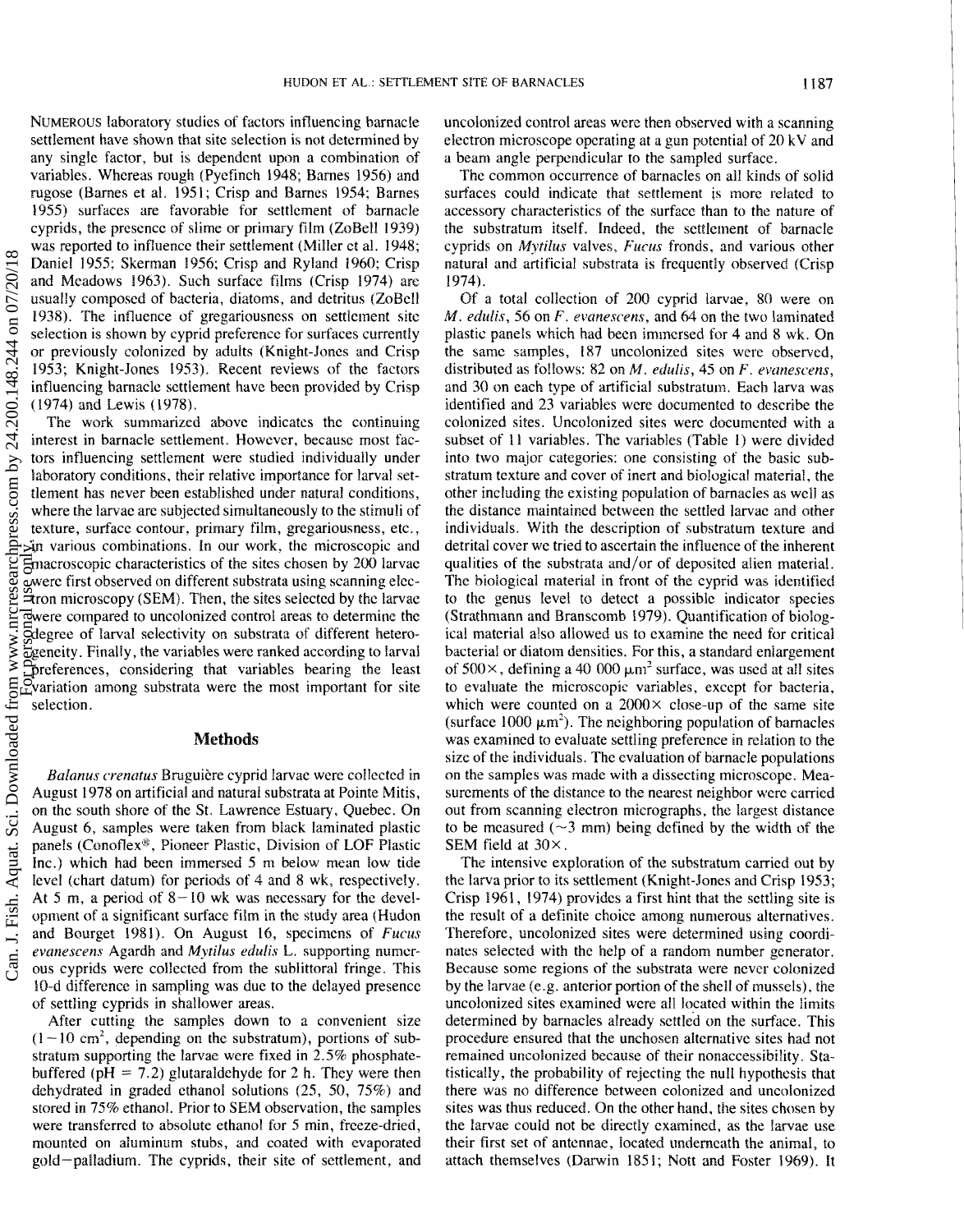NUMEROUS laboratory studies of factors influencing barnacle settlement have shown that site selection is not determined by any single factor, but is dependent upon a combination of variables. Whereas rough (Pyefinch 1948; Barnes 1956) and rugose (Barnes et al. 1951; Crisp and Barnes 1954; Barnes 1955) surfaces are favorable for settlement of barnacle cyprids, the presence of slime or primary film (ZoBell 1939) was reported to influence their settlement (Miller et al. 1948; Daniel 1955; Skerman 1956; Crisp and Ryland 1960; Crisp and Meadows 1963). Such surface films (Crisp 1974) are usually composed of bacteria, diatoms, and detritus (ZoBell 1938). The influence of gregariousness on settlement site selection is shown by cyprid preference for surfaces currently or previously colonized by adults (Knight-Jones and Crisp 1953; Knight-Jones 1953). Recent reviews of the factors influencing barnacle settlement have been provided by Crisp (1974) and Lewis (1978).

The work summarized above indicates the continuing interest in barnacle settlement. However, because most factors influencing settlement were studied individually under laboratory conditions, their relative importance for larval settlement has never been established under natural conditions, where the larvae are subjected simultaneously to the stimuli of texture, surface contour, primary film, gregariousness, etc., in various combinations. In our work, the microscopic and macroscopic characteristics of the sites chosen by 200 larvae were first observed on different substrata using scanning electron microscopy (SEM). Then, the sites selected by the larvae were compared to uncolonized control areas to determine the degree of larval selectivity on substrata of different heterogeneity. Finally, the variables were ranked according to larval preferences, considering that variables bearing the least variation among substrata were the most important for site selection.

## Methods

*Balanus crenatus* Bruguière cyprid larvae were collected in August 1978 on artificial and natural substrata at Pointe Mitis, on the south shore of the St. Lawrence Estuary, Quebec. On August 6, samples were taken from black laminated plastic panels (Conoflex®, Pioneer Plastic, Division of LOF Plastic Inc.) which had been immersed 5 m below mean low tide level (chart datum) for periods of 4 and 8 wk, respectively. At 5 m, a period of 8–10 wk was necessary for the development of a significant surface film in the study area (Hudon and Bourget 1981). On August 16, specimens of *Fucus evanescens* Agardh and *Mytilus edulis* L. supporting numerous cyprids were collected from the sublittoral fringe. This 10-d difference in sampling was due to the delayed presence of settling cyprids in shallower areas.

After cutting the samples down to a convenient size (1–10 cm$^2$, depending on the substratum), portions of substratum supporting the larvae were fixed in 2.5% phosphate-buffered (pH = 7.2) glutaraldehyde for 2 h. They were then dehydrated in graded ethanol solutions (25, 50, 75%) and stored in 75% ethanol. Prior to SEM observation, the samples were transferred to absolute ethanol for 5 min, freeze-dried, mounted on aluminum stubs, and coated with evaporated gold–palladium. The cyprids, their site of settlement, and uncolonized control areas were then observed with a scanning electron microscope operating at a gun potential of 20 kV and a beam angle perpendicular to the sampled surface.

The common occurrence of barnacles on all kinds of solid surfaces could indicate that settlement is more related to accessory characteristics of the surface than to the nature of the substratum itself. Indeed, the settlement of barnacle cyprids on *Mytilus* valves, *Fucus* fronds, and various other natural and artificial substrata is frequently observed (Crisp 1974).

Of a total collection of 200 cyprid larvae, 80 were on *M. edulis*, 56 on *F. evanescens*, and 64 on the two laminated plastic panels which had been immersed for 4 and 8 wk. On the same samples, 187 uncolonized sites were observed, distributed as follows: 82 on *M. edulis*, 45 on *F. evanescens*, and 30 on each type of artificial substratum. Each larva was identified and 23 variables were documented to describe the colonized sites. Uncolonized sites were documented with a subset of 11 variables. The variables (Table 1) were divided into two major categories: one consisting of the basic substratum texture and cover of inert and biological material, the other including the existing population of barnacles as well as the distance maintained between the settled larvae and other individuals. With the description of substratum texture and detrital cover we tried to ascertain the influence of the inherent qualities of the substrata and/or of deposited alien material. The biological material in front of the cyprid was identified to the genus level to detect a possible indicator species (Strathmann and Branscomb 1979). Quantification of biological material also allowed us to examine the need for critical bacterial or diatom densities. For this, a standard enlargement of 500×, defining a 40 000 μm$^2$ surface, was used at all sites to evaluate the microscopic variables, except for bacteria, which were counted on a 2000× close-up of the same site (surface 1000 μm$^2$). The neighboring population of barnacles was examined to evaluate settling preference in relation to the size of the individuals. The evaluation of barnacle populations on the samples was made with a dissecting microscope. Measurements of the distance to the nearest neighbor were carried out from scanning electron micrographs, the largest distance to be measured (~3 mm) being defined by the width of the SEM field at 30×.

The intensive exploration of the substratum carried out by the larva prior to its settlement (Knight-Jones and Crisp 1953; Crisp 1961, 1974) provides a first hint that the settling site is the result of a definite choice among numerous alternatives. Therefore, uncolonized sites were determined using coordinates selected with the help of a random number generator. Because some regions of the substrata were never colonized by the larvae (e.g. anterior portion of the shell of mussels), the uncolonized sites examined were all located within the limits determined by barnacles already settled on the surface. This procedure ensured that the unchosen alternative sites had not remained uncolonized because of their nonaccessibility. Statistically, the probability of rejecting the null hypothesis that there was no difference between colonized and uncolonized sites was thus reduced. On the other hand, the sites chosen by the larvae could not be directly examined, as the larvae use their first set of antennae, located underneath the animal, to attach themselves (Darwin 1851; Nott and Foster 1969). It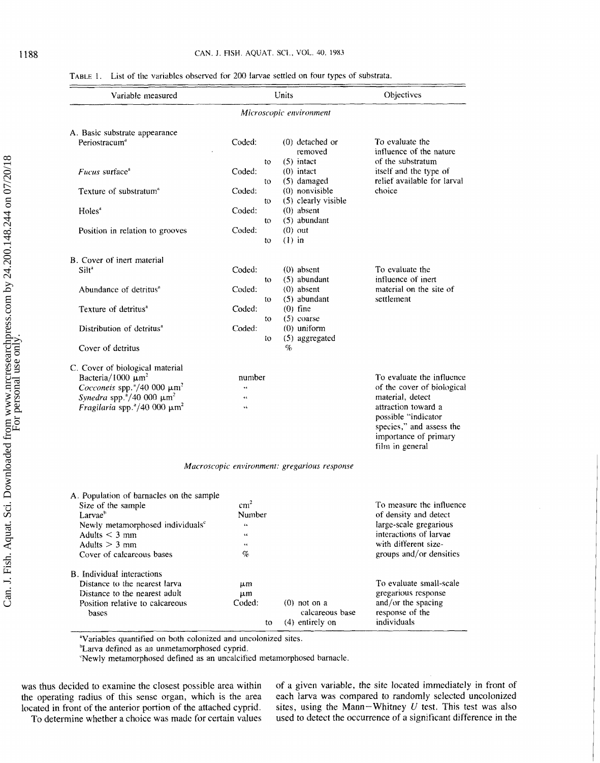TABLE 1. List of the variables observed for 200 larvae settled on four types of substrata.

| Variable measured | Units | | Objectives |
|---|---|---|---|
| *Microscopic environment* | | | |
| A. Basic substrate appearance | | | |
| Periostracum[a] | Coded: | (0) detached or removed to (5) intact | To evaluate the influence of the nature of the substratum itself and the type of relief available for larval choice |
| *Fucus* surface[a] | Coded: | (0) intact to (5) damaged | |
| Texture of substratum[a] | Coded: | (0) nonvisible to (5) clearly visible | |
| Holes[a] | Coded: | (0) absent to (5) abundant | |
| Position in relation to grooves | Coded: | (0) out to (1) in | |
| B. Cover of inert material | | | |
| Silt[a] | Coded: | (0) absent to (5) abundant | To evaluate the influence of inert material on the site of settlement |
| Abundance of detritus[a] | Coded: | (0) absent to (5) abundant | |
| Texture of detritus[a] | Coded: | (0) fine to (5) coarse | |
| Distribution of detritus[a] | Coded: | (0) uniform to (5) aggregated | |
| Cover of detritus | | % | |
| C. Cover of biological material | | | |
| Bacteria/1000 μm$^2$ | number | | To evaluate the influence of the cover of biological material, detect attraction toward a possible "indicator species," and assess the importance of primary film in general |
| *Cocconeis* spp.[a]/40 000 μm$^2$ | " | | |
| *Synedra* spp.[a]/40 000 μm$^2$ | " | | |
| *Fragilaria* spp.[a]/40 000 μm$^2$ | " | | |
| *Macroscopic environment: gregarious response* | | | |
| A. Population of barnacles on the sample | | | |
| Size of the sample | cm$^2$ | | To measure the influence of density and detect large-scale gregarious interactions of larvae with different size-groups and/or densities |
| Larvae[b] | Number | | |
| Newly metamorphosed individuals[c] | " | | |
| Adults < 3 mm | " | | |
| Adults > 3 mm | " | | |
| Cover of calcareous bases | % | | |
| B. Individual interactions | | | |
| Distance to the nearest larva | μm | | To evaluate small-scale gregarious response and/or the spacing response of the individuals |
| Distance to the nearest adult | μm | | |
| Position relative to calcareous bases | Coded: | (0) not on a calcareous base to (4) entirely on | |

[a]Variables quantified on both colonized and uncolonized sites.
[b]Larva defined as an unmetamorphosed cyprid.
[c]Newly metamorphosed defined as an uncalcified metamorphosed barnacle.

was thus decided to examine the closest possible area within the operating radius of this sense organ, which is the area located in front of the anterior portion of the attached cyprid.

To determine whether a choice was made for certain values of a given variable, the site located immediately in front of each larva was compared to randomly selected uncolonized sites, using the Mann–Whitney $U$ test. This test was also used to detect the occurrence of a significant difference in the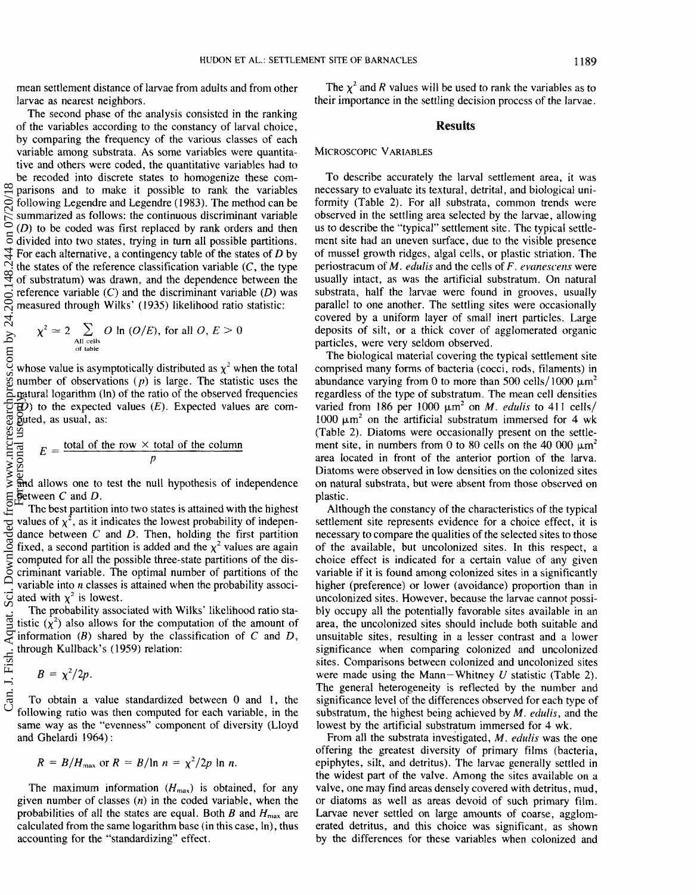mean settlement distance of larvae from adults and from other larvae as nearest neighbors.

The second phase of the analysis consisted in the ranking of the variables according to the constancy of larval choice, by comparing the frequency of the various classes of each variable among substrata. As some variables were quantitative and others were coded, the quantitative variables had to be recoded into discrete states to homogenize these comparisons and to make it possible to rank the variables following Legendre and Legendre (1983). The method can be summarized as follows: the continuous discriminant variable ($D$) to be coded was first replaced by rank orders and then divided into two states, trying in turn all possible partitions. For each alternative, a contingency table of the states of $D$ by the states of the reference classification variable ($C$, the type of substratum) was drawn, and the dependence between the reference variable ($C$) and the discriminant variable ($D$) was measured through Wilks' (1935) likelihood ratio statistic:

$$\chi^2 = 2 \sum_{\substack{\text{All cells} \\ \text{of table}}} O \ln (O/E), \text{ for all } O, E > 0$$

whose value is asymptotically distributed as $\chi^2$ when the total number of observations ($p$) is large. The statistic uses the natural logarithm (ln) of the ratio of the observed frequencies ($O$) to the expected values ($E$). Expected values are computed, as usual, as:

$$E = \frac{\text{total of the row} \times \text{total of the column}}{p}$$

and allows one to test the null hypothesis of independence between $C$ and $D$.

The best partition into two states is attained with the highest values of $\chi^2$, as it indicates the lowest probability of independence between $C$ and $D$. Then, holding the first partition fixed, a second partition is added and the $\chi^2$ values are again computed for all the possible three-state partitions of the discriminant variable. The optimal number of partitions of the variable into $n$ classes is attained when the probability associated with $\chi^2$ is lowest.

The probability associated with Wilks' likelihood ratio statistic ($\chi^2$) also allows for the computation of the amount of information ($B$) shared by the classification of $C$ and $D$, through Kullback's (1959) relation:

$$B = \chi^2/2p.$$

To obtain a value standardized between 0 and 1, the following ratio was then computed for each variable, in the same way as the "evenness" component of diversity (Lloyd and Ghelardi 1964):

$$R = B/H_{max} \text{ or } R = B/\ln n = \chi^2/2p \ln n.$$

The maximum information ($H_{max}$) is obtained, for any given number of classes ($n$) in the coded variable, when the probabilities of all the states are equal. Both $B$ and $H_{max}$ are calculated from the same logarithm base (in this case, ln), thus accounting for the "standardizing" effect.

The $\chi^2$ and $R$ values will be used to rank the variables as to their importance in the settling decision process of the larvae.

## Results

### Microscopic Variables

To describe accurately the larval settlement area, it was necessary to evaluate its textural, detrital, and biological uniformity (Table 2). For all substrata, common trends were observed in the settling area selected by the larvae, allowing us to describe the "typical" settlement site. The typical settlement site had an uneven surface, due to the visible presence of mussel growth ridges, algal cells, or plastic striation. The periostracum of *M. edulis* and the cells of *F. evanescens* were usually intact, as was the artificial substratum. On natural substrata, half the larvae were found in grooves, usually parallel to one another. The settling sites were occasionally covered by a uniform layer of small inert particles. Large deposits of silt, or a thick cover of agglomerated organic particles, were very seldom observed.

The biological material covering the typical settlement site comprised many forms of bacteria (cocci, rods, filaments) in abundance varying from 0 to more than 500 cells/1000 $\mu m^2$ regardless of the type of substratum. The mean cell densities varied from 186 per 1000 $\mu m^2$ on *M. edulis* to 411 cells/1000 $\mu m^2$ on the artificial substratum immersed for 4 wk (Table 2). Diatoms were occasionally present on the settlement site, in numbers from 0 to 80 cells on the 40 000 $\mu m^2$ area located in front of the anterior portion of the larva. Diatoms were observed in low densities on the colonized sites on natural substrata, but were absent from those observed on plastic.

Although the constancy of the characteristics of the typical settlement site represents evidence for a choice effect, it is necessary to compare the qualities of the selected sites to those of the available, but uncolonized sites. In this respect, a choice effect is indicated for a certain value of any given variable if it is found among colonized sites in a significantly higher (preference) or lower (avoidance) proportion than in uncolonized sites. However, because the larvae cannot possibly occupy all the potentially favorable sites available in an area, the uncolonized sites should include both suitable and unsuitable sites, resulting in a lesser contrast and a lower significance when comparing colonized and uncolonized sites. Comparisons between colonized and uncolonized sites were made using the Mann–Whitney $U$ statistic (Table 2). The general heterogeneity is reflected by the number and significance level of the differences observed for each type of substratum, the highest being achieved by *M. edulis*, and the lowest by the artificial substratum immersed for 4 wk.

From all the substrata investigated, *M. edulis* was the one offering the greatest diversity of primary films (bacteria, epiphytes, silt, and detritus). The larvae generally settled in the widest part of the valve. Among the sites available on a valve, one may find areas densely covered with detritus, mud, or diatoms as well as areas devoid of such primary film. Larvae never settled on large amounts of coarse, agglomerated detritus, and this choice was significant, as shown by the differences for these variables when colonized and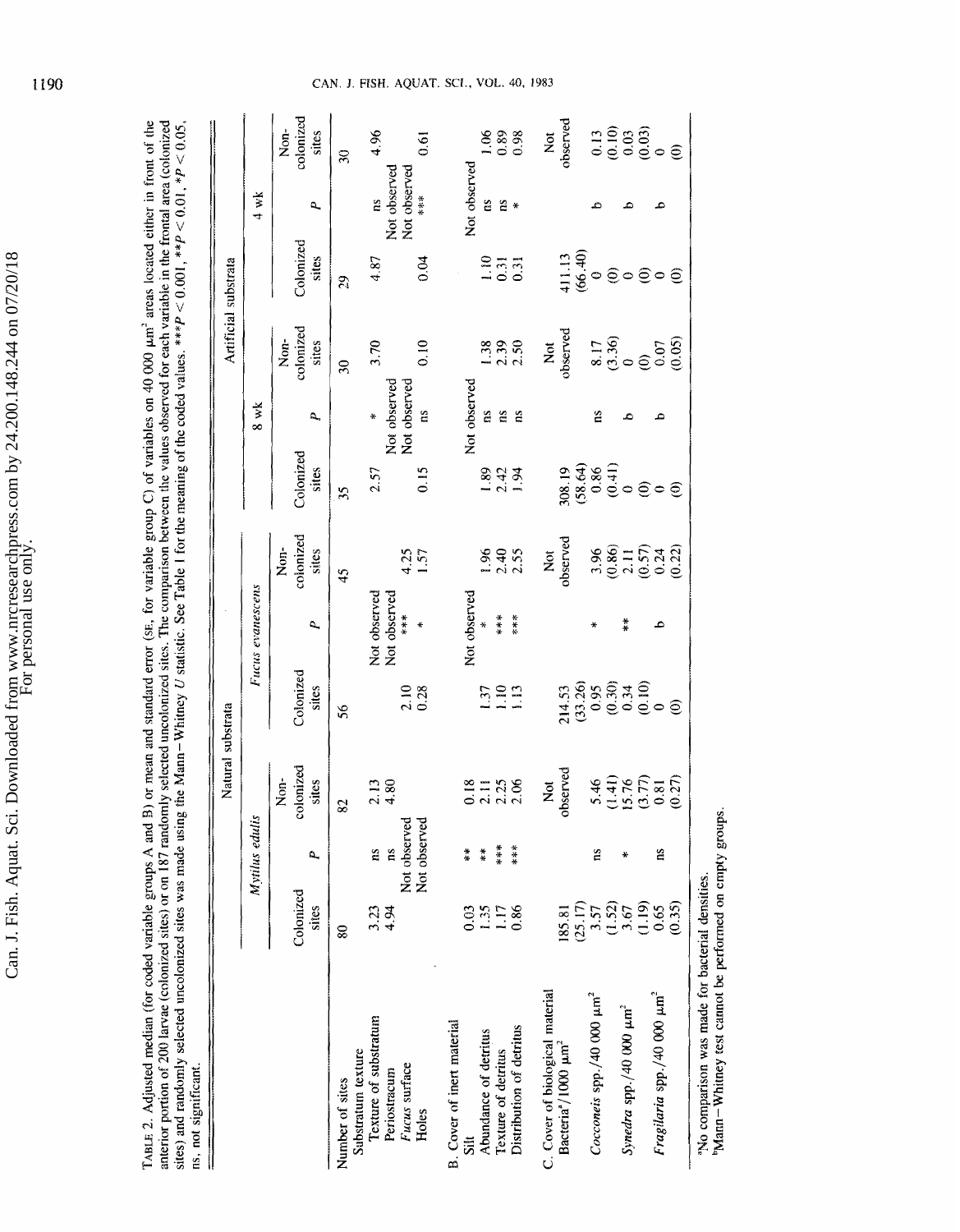TABLE 2. Adjusted median (for coded variable groups A and B) or mean and standard error (SE, for variable group C) of variables on 40 000 μm² areas located either in front of the anterior portion of 200 larvae (colonized sites) or on 187 randomly selected uncolonized sites. The comparison between the values observed for each variable in the frontal area (colonized sites) and randomly selected uncolonized sites was made using the Mann–Whitney *U* statistic. See Table 1 for the meaning of the coded values. ***$P < 0.001$, **$P < 0.01$, *$P < 0.05$, ns, not significant.

| | Natural substrata | | | | | | Artificial substrata | | | | | |
|---|---|---|---|---|---|---|---|---|---|---|---|---|
| | *Mytilus edulis* | | | *Fucus evanescens* | | | 8 wk | | | 4 wk | | |
| | Colonized sites | *P* | Non-colonized sites | Colonized sites | *P* | Non-colonized sites | Colonized sites | *P* | Non-colonized sites | Colonized sites | *P* | Non-colonized sites |
| Number of sites | 80 | | 82 | 56 | | 45 | 35 | | 30 | 29 | | 30 |
| Substratum texture | | | | | | | | | | | | |
| Texture of substratum | 3.23 | ns | 2.13 | | Not observed | | 2.57 | * | 3.70 | 4.87 | ns | 4.96 |
| Periostracum | 4.94 | ns | 4.80 | | Not observed | | | Not observed | | | Not observed | |
| *Fucus* surface | | Not observed | | 2.10 | *** | 4.25 | | Not observed | | | Not observed | |
| Holes | | Not observed | | 0.28 | * | 1.57 | 0.15 | ns | 0.10 | 0.04 | *** | 0.61 |
| B. Cover of inert material | | | | | | | | | | | | |
| Silt | 0.03 | ** | 0.18 | | Not observed | | | Not observed | | | Not observed | |
| Abundance of detritus | 1.35 | ** | 2.11 | 1.37 | * | 1.96 | 1.89 | ns | 1.38 | 1.10 | ns | 1.06 |
| Texture of detritus | 1.17 | *** | 2.25 | 1.10 | *** | 2.40 | 2.42 | ns | 2.39 | 0.31 | ns | 0.89 |
| Distribution of detritus | 0.86 | *** | 2.06 | 1.13 | *** | 2.55 | 1.94 | ns | 2.50 | 0.31 | * | 0.98 |
| C. Cover of biological material | | | | | | | | | | | | |
| Bacteria[a]/1000 μm² | 185.81 (25.17) | | Not observed | 214.53 (33.26) | | Not observed | 308.19 (58.64) | | Not observed | 411.13 (66.40) | | Not observed |
| *Cocconeis* spp./40 000 μm² | 3.57 (1.52) | ns | 5.46 (1.41) | 0.95 (0.30) | * | 3.96 (0.86) | 0.86 (0.41) | ns | 8.17 (3.36) | 0 (0) | b | 0.13 (0.10) |
| *Synedra* spp./40 000 μm² | 3.67 (1.19) | * | 15.76 (3.77) | 0.34 (0.10) | ** | 2.11 (0.57) | 0 (0) | b | 0 (0) | 0 (0) | b | 0.03 (0.03) |
| *Fragilaria* spp./40 000 μm² | 0.65 (0.35) | ns | 0.81 (0.27) | 0 (0) | b | 0.24 (0.22) | 0 (0) | b | 0.07 (0.05) | 0 (0) | b | 0 (0) |

[a]No comparison was made for bacterial densities.
[b]Mann–Whitney test cannot be performed on empty groups.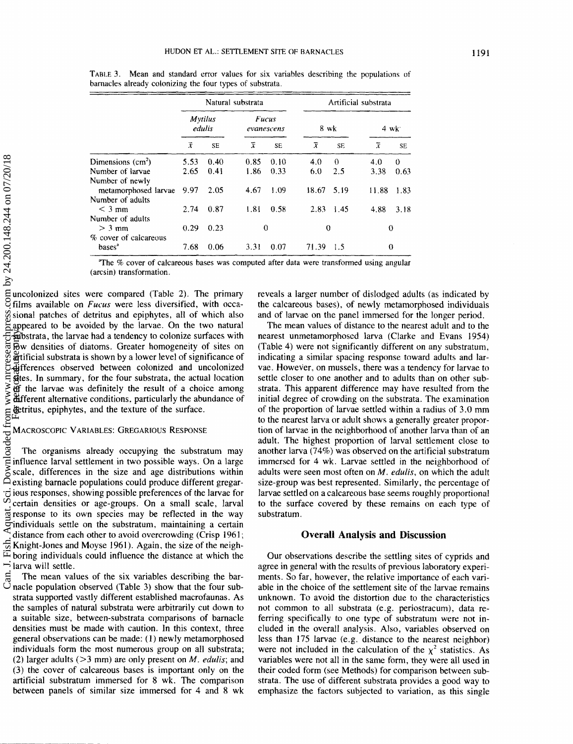TABLE 3. Mean and standard error values for six variables describing the populations of barnacles already colonizing the four types of substrata.

| | Natural substrata | | | | Artificial substrata | | | |
|---|---|---|---|---|---|---|---|---|
| | *Mytilus edulis* | | *Fucus evanescens* | | 8 wk | | 4 wk | |
| | $\bar{x}$ | SE | $\bar{x}$ | SE | $\bar{x}$ | SE | $\bar{x}$ | SE |
| Dimensions (cm$^2$) | 5.53 | 0.40 | 0.85 | 0.10 | 4.0 | 0 | 4.0 | 0 |
| Number of larvae | 2.65 | 0.41 | 1.86 | 0.33 | 6.0 | 2.5 | 3.38 | 0.63 |
| Number of newly metamorphosed larvae | 9.97 | 2.05 | 4.67 | 1.09 | 18.67 | 5.19 | 11.88 | 1.83 |
| Number of adults < 3 mm | 2.74 | 0.87 | 1.81 | 0.58 | 2.83 | 1.45 | 4.88 | 3.18 |
| Number of adults > 3 mm | 0.29 | 0.23 | 0 | | 0 | | 0 | |
| % cover of calcareous bases[a] | 7.68 | 0.06 | 3.31 | 0.07 | 71.39 | 1.5 | 0 | |

[a]The % cover of calcareous bases was computed after data were transformed using angular (arcsin) transformation.

uncolonized sites were compared (Table 2). The primary films available on *Fucus* were less diversified, with occasional patches of detritus and epiphytes, all of which also appeared to be avoided by the larvae. On the two natural substrata, the larvae had a tendency to colonize surfaces with low densities of diatoms. Greater homogeneity of sites on artificial substrata is shown by a lower level of significance of differences observed between colonized and uncolonized sites. In summary, for the four substrata, the actual location of the larvae was definitely the result of a choice among different alternative conditions, particularly the abundance of detritus, epiphytes, and the texture of the surface.

## Macroscopic Variables: Gregarious Response

The organisms already occupying the substratum may influence larval settlement in two possible ways. On a large scale, differences in the size and age distributions within existing barnacle populations could produce different gregarious responses, showing possible preferences of the larvae for certain densities or age-groups. On a small scale, larval response to its own species may be reflected in the way individuals settle on the substratum, maintaining a certain distance from each other to avoid overcrowding (Crisp 1961; Knight-Jones and Moyse 1961). Again, the size of the neighboring individuals could influence the distance at which the larva will settle.

The mean values of the six variables describing the barnacle population observed (Table 3) show that the four substrata supported vastly different established macrofaunas. As the samples of natural substrata were arbitrarily cut down to a suitable size, between-substrata comparisons of barnacle densities must be made with caution. In this context, three general observations can be made: (1) newly metamorphosed individuals form the most numerous group on all substrata; (2) larger adults (>3 mm) are only present on *M. edulis*; and (3) the cover of calcareous bases is important only on the artificial substratum immersed for 8 wk. The comparison between panels of similar size immersed for 4 and 8 wk reveals a larger number of dislodged adults (as indicated by the calcareous bases), of newly metamorphosed individuals and of larvae on the panel immersed for the longer period.

The mean values of distance to the nearest adult and to the nearest unmetamorphosed larva (Clarke and Evans 1954) (Table 4) were not significantly different on any substratum, indicating a similar spacing response toward adults and larvae. However, on mussels, there was a tendency for larvae to settle closer to one another and to adults than on other substrata. This apparent difference may have resulted from the initial degree of crowding on the substrata. The examination of the proportion of larvae settled within a radius of 3.0 mm to the nearest larva or adult shows a generally greater proportion of larvae in the neighborhood of another larva than of an adult. The highest proportion of larval settlement close to another larva (74%) was observed on the artificial substratum immersed for 4 wk. Larvae settled in the neighborhood of adults were seen most often on *M. edulis*, on which the adult size-group was best represented. Similarly, the percentage of larvae settled on a calcareous base seems roughly proportional to the surface covered by these remains on each type of substratum.

## Overall Analysis and Discussion

Our observations describe the settling sites of cyprids and agree in general with the results of previous laboratory experiments. So far, however, the relative importance of each variable in the choice of the settlement site of the larvae remains unknown. To avoid the distortion due to the characteristics not common to all substrata (e.g. periostracum), data referring specifically to one type of substratum were not included in the overall analysis. Also, variables observed on less than 175 larvae (e.g. distance to the nearest neighbor) were not included in the calculation of the $\chi^2$ statistics. As variables were not all in the same form, they were all used in their coded form (see Methods) for comparison between substrata. The use of different substrata provides a good way to emphasize the factors subjected to variation, as this single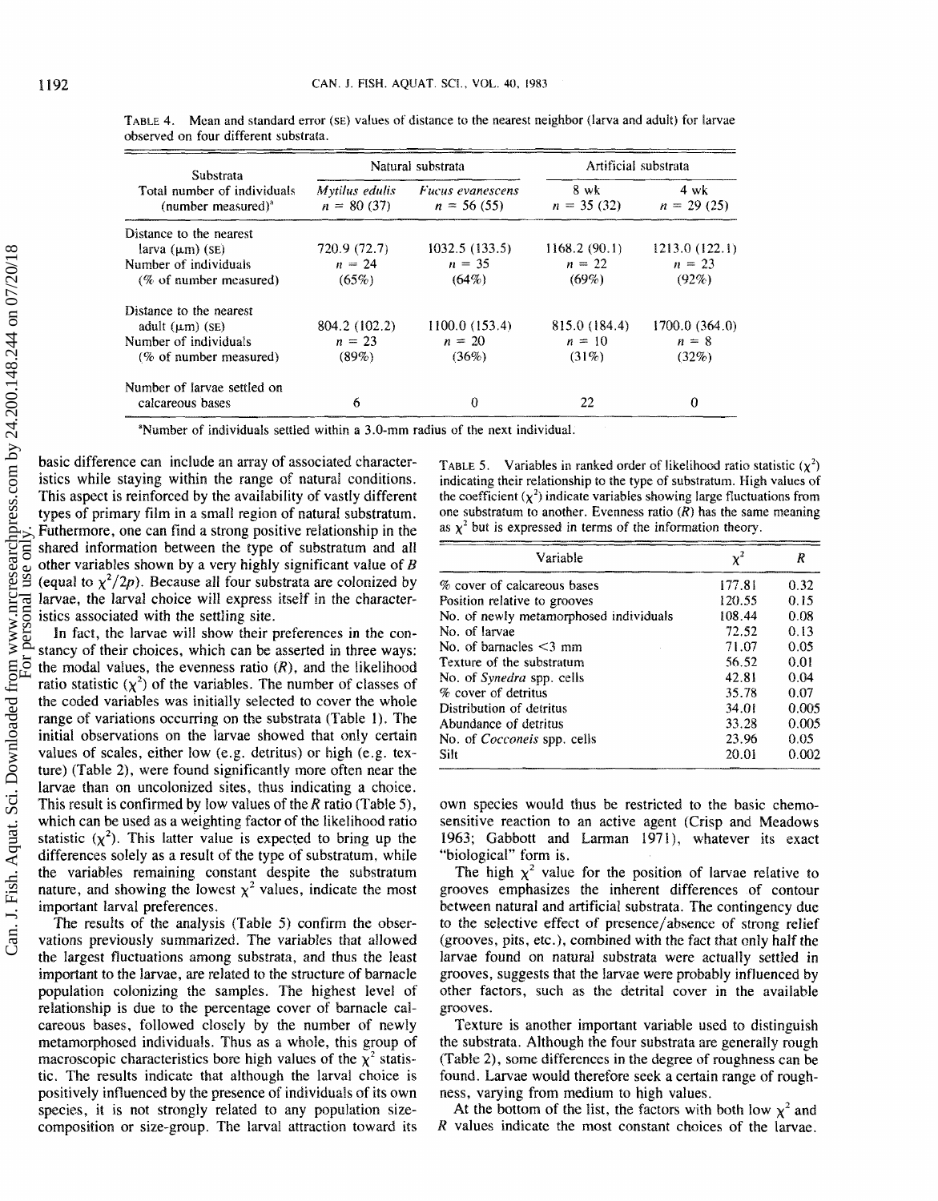TABLE 4. Mean and standard error (SE) values of distance to the nearest neighbor (larva and adult) for larvae observed on four different substrata.

| Substrata | Natural substrata | | Artificial substrata | |
|---|---|---|---|---|
| Total number of individuals (number measured)[a] | *Mytilus edulis* $n$ = 80 (37) | *Fucus evanescens* $n$ = 56 (55) | 8 wk $n$ = 35 (32) | 4 wk $n$ = 29 (25) |
| Distance to the nearest larva (μm) (SE) | 720.9 (72.7) | 1032.5 (133.5) | 1168.2 (90.1) | 1213.0 (122.1) |
| Number of individuals | $n$ = 24 | $n$ = 35 | $n$ = 22 | $n$ = 23 |
| (% of number measured) | (65%) | (64%) | (69%) | (92%) |
| Distance to the nearest adult (μm) (SE) | 804.2 (102.2) | 1100.0 (153.4) | 815.0 (184.4) | 1700.0 (364.0) |
| Number of individuals | $n$ = 23 | $n$ = 20 | $n$ = 10 | $n$ = 8 |
| (% of number measured) | (89%) | (36%) | (31%) | (32%) |
| Number of larvae settled on calcareous bases | 6 | 0 | 22 | 0 |

[a]Number of individuals settled within a 3.0-mm radius of the next individual.

basic difference can include an array of associated characteristics while staying within the range of natural conditions. This aspect is reinforced by the availability of vastly different types of primary film in a small region of natural substratum. Futhermore, one can find a strong positive relationship in the shared information between the type of substratum and all other variables shown by a very highly significant value of $B$ (equal to $\chi^2/2p$). Because all four substrata are colonized by larvae, the larval choice will express itself in the characteristics associated with the settling site.

In fact, the larvae will show their preferences in the constancy of their choices, which can be asserted in three ways: the modal values, the evenness ratio ($R$), and the likelihood ratio statistic ($\chi^2$) of the variables. The number of classes of the coded variables was initially selected to cover the whole range of variations occurring on the substrata (Table 1). The initial observations on the larvae showed that only certain values of scales, either low (e.g. detritus) or high (e.g. texture) (Table 2), were found significantly more often near the larvae than on uncolonized sites, thus indicating a choice. This result is confirmed by low values of the $R$ ratio (Table 5), which can be used as a weighting factor of the likelihood ratio statistic ($\chi^2$). This latter value is expected to bring up the differences solely as a result of the type of substratum, while the variables remaining constant despite the substratum nature, and showing the lowest $\chi^2$ values, indicate the most important larval preferences.

The results of the analysis (Table 5) confirm the observations previously summarized. The variables that allowed the largest fluctuations among substrata, and thus the least important to the larvae, are related to the structure of barnacle population colonizing the samples. The highest level of relationship is due to the percentage cover of barnacle calcareous bases, followed closely by the number of newly metamorphosed individuals. Thus as a whole, this group of macroscopic characteristics bore high values of the $\chi^2$ statistic. The results indicate that although the larval choice is positively influenced by the presence of individuals of its own species, it is not strongly related to any population size-composition or size-group. The larval attraction toward its own species would thus be restricted to the basic chemosensitive reaction to an active agent (Crisp and Meadows 1963; Gabbott and Larman 1971), whatever its exact "biological" form is.

TABLE 5. Variables in ranked order of likelihood ratio statistic ($\chi^2$) indicating their relationship to the type of substratum. High values of the coefficient ($\chi^2$) indicate variables showing large fluctuations from one substratum to another. Evenness ratio ($R$) has the same meaning as $\chi^2$ but is expressed in terms of the information theory.

| Variable | $\chi^2$ | $R$ |
|---|---|---|
| % cover of calcareous bases | 177.81 | 0.32 |
| Position relative to grooves | 120.55 | 0.15 |
| No. of newly metamorphosed individuals | 108.44 | 0.08 |
| No. of larvae | 72.52 | 0.13 |
| No. of barnacles <3 mm | 71.07 | 0.05 |
| Texture of the substratum | 56.52 | 0.01 |
| No. of *Synedra* spp. cells | 42.81 | 0.04 |
| % cover of detritus | 35.78 | 0.07 |
| Distribution of detritus | 34.01 | 0.005 |
| Abundance of detritus | 33.28 | 0.005 |
| No. of *Cocconeis* spp. cells | 23.96 | 0.05 |
| Silt | 20.01 | 0.002 |

The high $\chi^2$ value for the position of larvae relative to grooves emphasizes the inherent differences of contour between natural and artificial substrata. The contingency due to the selective effect of presence/absence of strong relief (grooves, pits, etc.), combined with the fact that only half the larvae found on natural substrata were actually settled in grooves, suggests that the larvae were probably influenced by other factors, such as the detrital cover in the available grooves.

Texture is another important variable used to distinguish the substrata. Although the four substrata are generally rough (Table 2), some differences in the degree of roughness can be found. Larvae would therefore seek a certain range of roughness, varying from medium to high values.

At the bottom of the list, the factors with both low $\chi^2$ and $R$ values indicate the most constant choices of the larvae.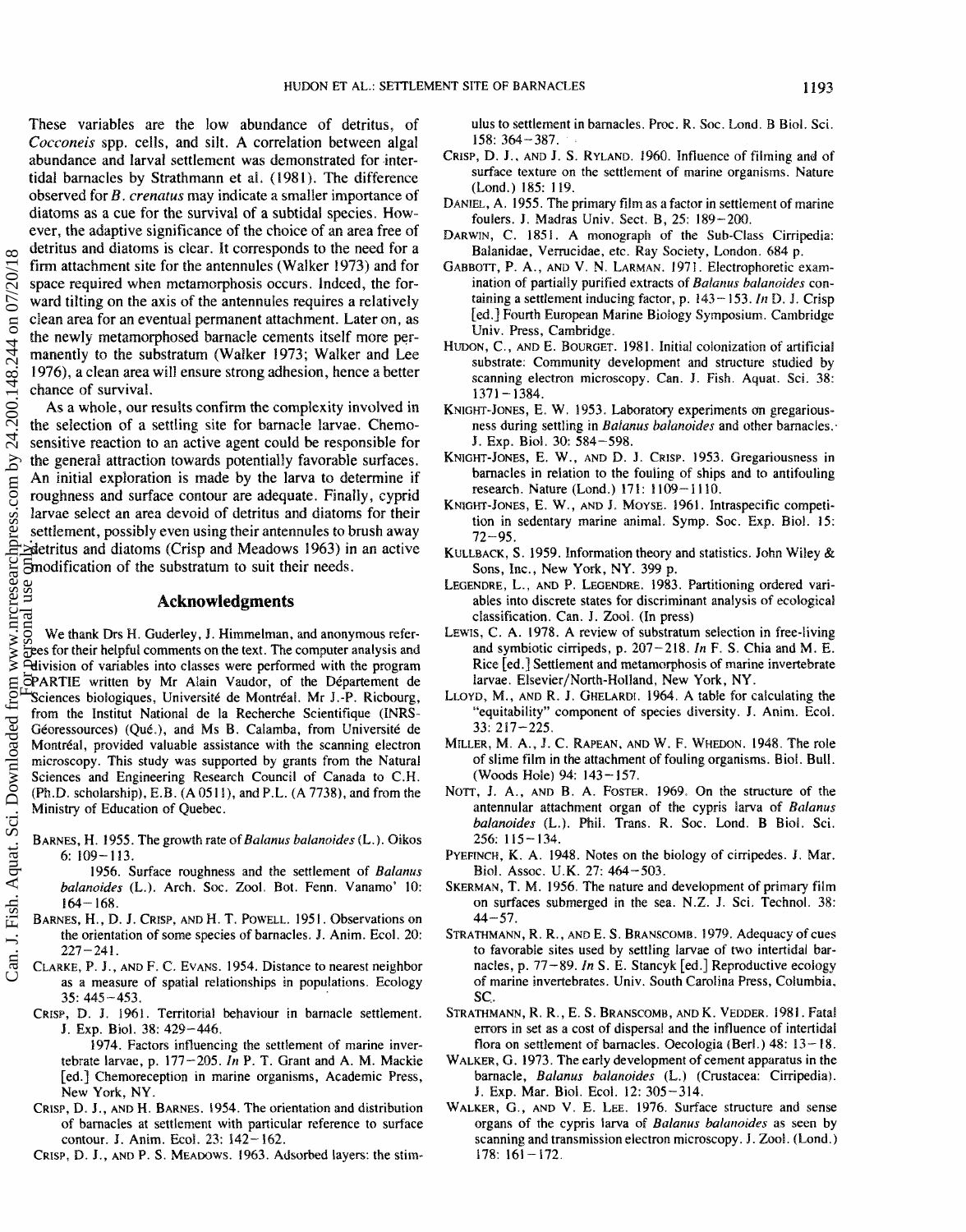These variables are the low abundance of detritus, of *Cocconeis* spp. cells, and silt. A correlation between algal abundance and larval settlement was demonstrated for intertidal barnacles by Strathmann et al. (1981). The difference observed for *B. crenatus* may indicate a smaller importance of diatoms as a cue for the survival of a subtidal species. However, the adaptive significance of the choice of an area free of detritus and diatoms is clear. It corresponds to the need for a firm attachment site for the antennules (Walker 1973) and for space required when metamorphosis occurs. Indeed, the forward tilting on the axis of the antennules requires a relatively clean area for an eventual permanent attachment. Later on, as the newly metamorphosed barnacle cements itself more permanently to the substratum (Walker 1973; Walker and Lee 1976), a clean area will ensure strong adhesion, hence a better chance of survival.

As a whole, our results confirm the complexity involved in the selection of a settling site for barnacle larvae. Chemosensitive reaction to an active agent could be responsible for the general attraction towards potentially favorable surfaces. An initial exploration is made by the larva to determine if roughness and surface contour are adequate. Finally, cyprid larvae select an area devoid of detritus and diatoms for their settlement, possibly even using their antennules to brush away detritus and diatoms (Crisp and Meadows 1963) in an active modification of the substratum to suit their needs.

## Acknowledgments

We thank Drs H. Guderley, J. Himmelman, and anonymous referees for their helpful comments on the text. The computer analysis and division of variables into classes were performed with the program PARTIE written by Mr Alain Vaudor, of the Département de Sciences biologiques, Université de Montréal. Mr J.-P. Ricbourg, from the Institut National de la Recherche Scientifique (INRS-Géoressources) (Qué.), and Ms B. Calamba, from Université de Montréal, provided valuable assistance with the scanning electron microscopy. This study was supported by grants from the Natural Sciences and Engineering Research Council of Canada to C.H. (Ph.D. scholarship), E.B. (A 0511), and P.L. (A 7738), and from the Ministry of Education of Quebec.

BARNES, H. 1955. The growth rate of *Balanus balanoides* (L.). Oikos 6: 109–113.

1956. Surface roughness and the settlement of *Balanus balanoides* (L.). Arch. Soc. Zool. Bot. Fenn. Vanamo' 10: 164–168.

BARNES, H., D. J. CRISP, AND H. T. POWELL. 1951. Observations on the orientation of some species of barnacles. J. Anim. Ecol. 20: 227–241.

CLARKE, P. J., AND F. C. EVANS. 1954. Distance to nearest neighbor as a measure of spatial relationships in populations. Ecology 35: 445–453.

CRISP, D. J. 1961. Territorial behaviour in barnacle settlement. J. Exp. Biol. 38: 429–446.

1974. Factors influencing the settlement of marine invertebrate larvae, p. 177–205. *In* P. T. Grant and A. M. Mackie [ed.] Chemoreception in marine organisms, Academic Press, New York, NY.

CRISP, D. J., AND H. BARNES. 1954. The orientation and distribution of barnacles at settlement with particular reference to surface contour. J. Anim. Ecol. 23: 142–162.

CRISP, D. J., AND P. S. MEADOWS. 1963. Adsorbed layers: the stimulus to settlement in barnacles. Proc. R. Soc. Lond. B Biol. Sci. 158: 364–387.

CRISP, D. J., AND J. S. RYLAND. 1960. Influence of filming and of surface texture on the settlement of marine organisms. Nature (Lond.) 185: 119.

DANIEL, A. 1955. The primary film as a factor in settlement of marine foulers. J. Madras Univ. Sect. B, 25: 189–200.

DARWIN, C. 1851. A monograph of the Sub-Class Cirripedia: Balanidae, Verrucidae, etc. Ray Society, London. 684 p.

GABBOTT, P. A., AND V. N. LARMAN. 1971. Electrophoretic examination of partially purified extracts of *Balanus balanoides* containing a settlement inducing factor, p. 143–153. *In* D. J. Crisp [ed.] Fourth European Marine Biology Symposium. Cambridge Univ. Press, Cambridge.

HUDON, C., AND E. BOURGET. 1981. Initial colonization of artificial substrate: Community development and structure studied by scanning electron microscopy. Can. J. Fish. Aquat. Sci. 38: 1371–1384.

KNIGHT-JONES, E. W. 1953. Laboratory experiments on gregariousness during settling in *Balanus balanoides* and other barnacles. J. Exp. Biol. 30: 584–598.

KNIGHT-JONES, E. W., AND D. J. CRISP. 1953. Gregariousness in barnacles in relation to the fouling of ships and to antifouling research. Nature (Lond.) 171: 1109–1110.

KNIGHT-JONES, E. W., AND J. MOYSE. 1961. Intraspecific competition in sedentary marine animal. Symp. Soc. Exp. Biol. 15: 72–95.

KULLBACK, S. 1959. Information theory and statistics. John Wiley & Sons, Inc., New York, NY. 399 p.

LEGENDRE, L., AND P. LEGENDRE. 1983. Partitioning ordered variables into discrete states for discriminant analysis of ecological classification. Can. J. Zool. (In press)

LEWIS, C. A. 1978. A review of substratum selection in free-living and symbiotic cirripeds, p. 207–218. *In* F. S. Chia and M. E. Rice [ed.] Settlement and metamorphosis of marine invertebrate larvae. Elsevier/North-Holland, New York, NY.

LLOYD, M., AND R. J. GHELARDI. 1964. A table for calculating the "equitability" component of species diversity. J. Anim. Ecol. 33: 217–225.

MILLER, M. A., J. C. RAPEAN, AND W. F. WHEDON. 1948. The role of slime film in the attachment of fouling organisms. Biol. Bull. (Woods Hole) 94: 143–157.

NOTT, J. A., AND B. A. FOSTER. 1969. On the structure of the antennular attachment organ of the cypris larva of *Balanus balanoides* (L.). Phil. Trans. R. Soc. Lond. B Biol. Sci. 256: 115–134.

PYEFINCH, K. A. 1948. Notes on the biology of cirripedes. J. Mar. Biol. Assoc. U.K. 27: 464–503.

SKERMAN, T. M. 1956. The nature and development of primary film on surfaces submerged in the sea. N.Z. J. Sci. Technol. 38: 44–57.

STRATHMANN, R. R., AND E. S. BRANSCOMB. 1979. Adequacy of cues to favorable sites used by settling larvae of two intertidal barnacles, p. 77–89. *In* S. E. Stancyk [ed.] Reproductive ecology of marine invertebrates. Univ. South Carolina Press, Columbia, SC.

STRATHMANN, R. R., E. S. BRANSCOMB, AND K. VEDDER. 1981. Fatal errors in set as a cost of dispersal and the influence of intertidal flora on settlement of barnacles. Oecologia (Berl.) 48: 13–18.

WALKER, G. 1973. The early development of cement apparatus in the barnacle, *Balanus balanoides* (L.) (Crustacea: Cirripedia). J. Exp. Mar. Biol. Ecol. 12: 305–314.

WALKER, G., AND V. E. LEE. 1976. Surface structure and sense organs of the cypris larva of *Balanus balanoides* as seen by scanning and transmission electron microscopy. J. Zool. (Lond.) 178: 161–172.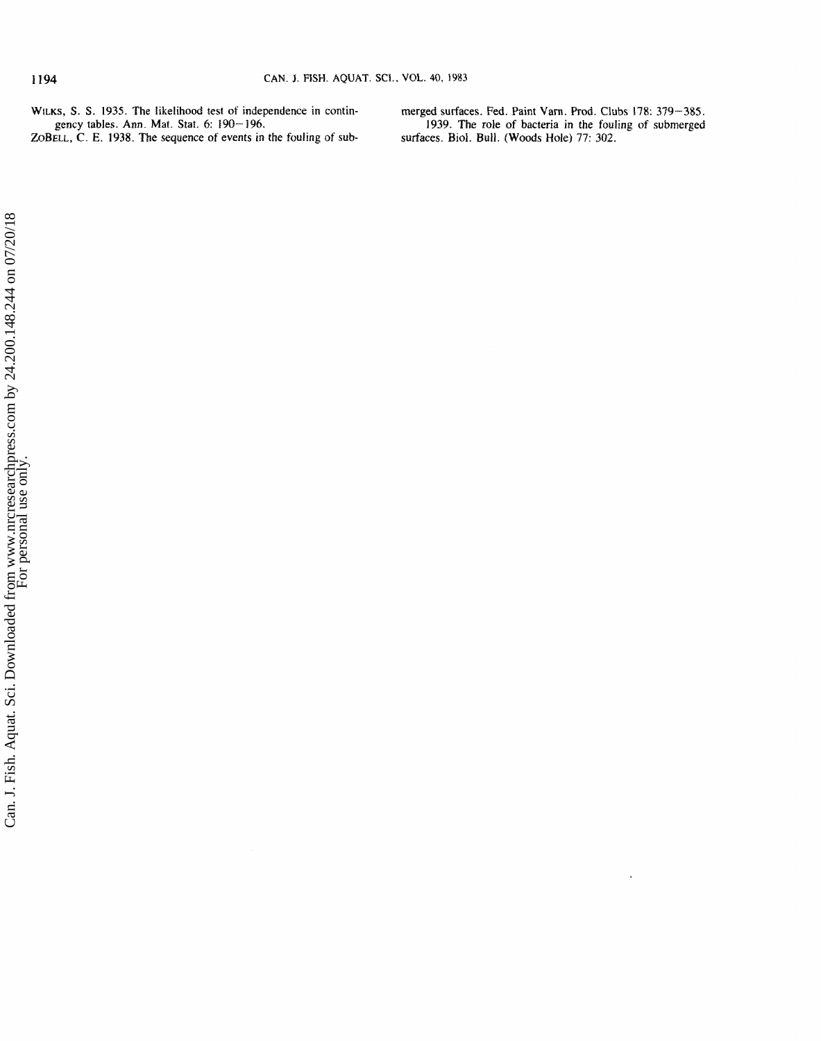WILKS, S. S. 1935. The likelihood test of independence in contingency tables. Ann. Mat. Stat. 6: 190–196.

ZOBELL, C. E. 1938. The sequence of events in the fouling of submerged surfaces. Fed. Paint Varn. Prod. Clubs 178: 379–385.

1939. The role of bacteria in the fouling of submerged surfaces. Biol. Bull. (Woods Hole) 77: 302.